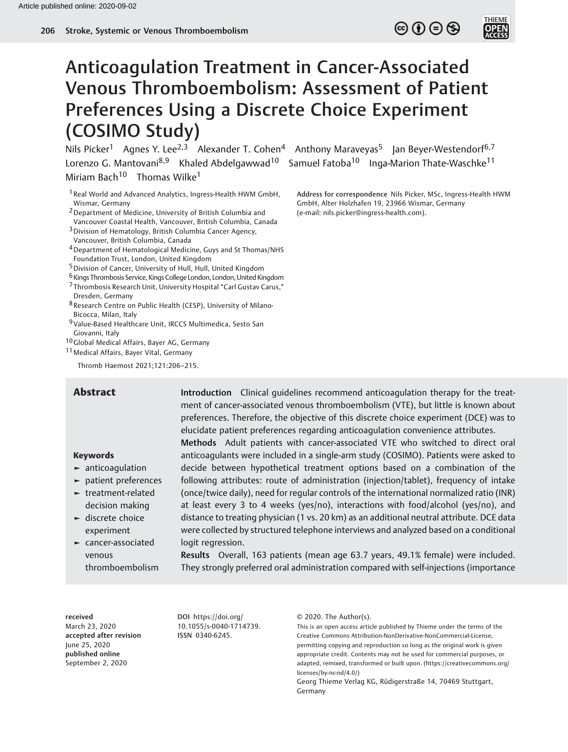# Anticoagulation Treatment in Cancer-Associated Venous Thromboembolism: Assessment of Patient Preferences Using a Discrete Choice Experiment (COSIMO Study)

Nils Picker[1] Agnes Y. Lee[2,3] Alexander T. Cohen[4] Anthony Maraveyas[5] Jan Beyer-Westendorf[6,7] Lorenzo G. Mantovani[8,9] Khaled Abdelgawwad[10] Samuel Fatoba[10] Inga-Marion Thate-Waschke[11] Miriam Bach[10] Thomas Wilke[1]

[1] Real World and Advanced Analytics, Ingress-Health HWM GmbH, Wismar, Germany
[2] Department of Medicine, University of British Columbia and Vancouver Coastal Health, Vancouver, British Columbia, Canada
[3] Division of Hematology, British Columbia Cancer Agency, Vancouver, British Columbia, Canada
[4] Department of Hematological Medicine, Guys and St Thomas/NHS Foundation Trust, London, United Kingdom
[5] Division of Cancer, University of Hull, Hull, United Kingdom
[6] Kings Thrombosis Service, Kings College London, London, United Kingdom
[7] Thrombosis Research Unit, University Hospital "Carl Gustav Carus," Dresden, Germany
[8] Research Centre on Public Health (CESP), University of Milano-Bicocca, Milan, Italy
[9] Value-Based Healthcare Unit, IRCCS Multimedica, Sesto San Giovanni, Italy
[10] Global Medical Affairs, Bayer AG, Germany
[11] Medical Affairs, Bayer Vital, Germany

Thromb Haemost 2021;121:206–215.

**Address for correspondence** Nils Picker, MSc, Ingress-Health HWM GmbH, Alter Holzhafen 19, 23966 Wismar, Germany (e-mail: nils.picker@ingress-health.com).

## Abstract

**Introduction** Clinical guidelines recommend anticoagulation therapy for the treatment of cancer-associated venous thromboembolism (VTE), but little is known about preferences. Therefore, the objective of this discrete choice experiment (DCE) was to elucidate patient preferences regarding anticoagulation convenience attributes.

**Methods** Adult patients with cancer-associated VTE who switched to direct oral anticoagulants were included in a single-arm study (COSIMO). Patients were asked to decide between hypothetical treatment options based on a combination of the following attributes: route of administration (injection/tablet), frequency of intake (once/twice daily), need for regular controls of the international normalized ratio (INR) at least every 3 to 4 weeks (yes/no), interactions with food/alcohol (yes/no), and distance to treating physician (1 vs. 20 km) as an additional neutral attribute. DCE data were collected by structured telephone interviews and analyzed based on a conditional logit regression.

**Results** Overall, 163 patients (mean age 63.7 years, 49.1% female) were included. They strongly preferred oral administration compared with self-injections (importance

### Keywords

- anticoagulation
- patient preferences
- treatment-related decision making
- discrete choice experiment
- cancer-associated venous thromboembolism

received March 23, 2020
accepted after revision June 25, 2020
published online September 2, 2020

DOI https://doi.org/10.1055/s-0040-1714739.
ISSN 0340-6245.

© 2020. The Author(s).
This is an open access article published by Thieme under the terms of the Creative Commons Attribution-NonDerivative-NonCommercial-License, permitting copying and reproduction so long as the original work is given appropriate credit. Contents may not be used for commercial purposes, or adapted, remixed, transformed or built upon. (https://creativecommons.org/licenses/by-nc-nd/4.0/)
Georg Thieme Verlag KG, Rüdigerstraße 14, 70469 Stuttgart, Germany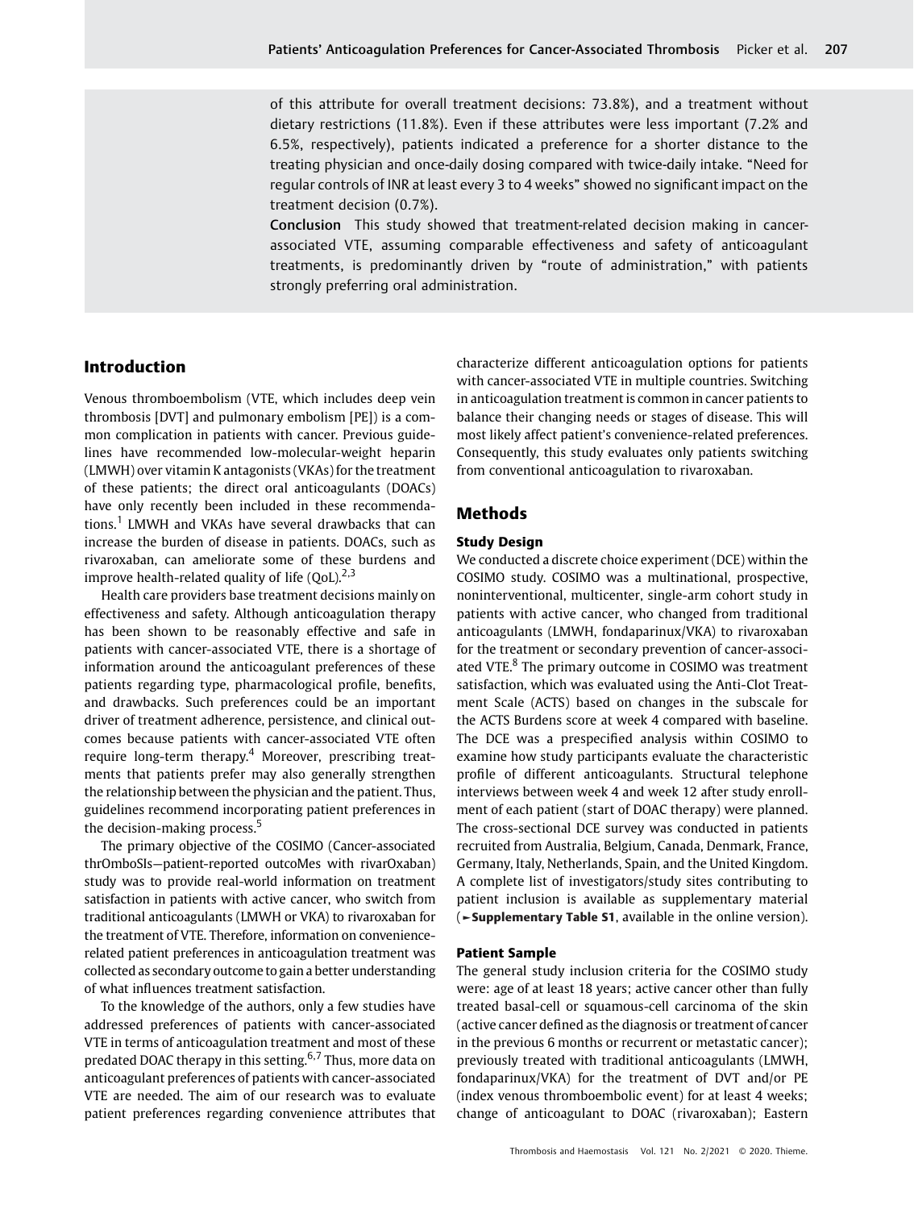of this attribute for overall treatment decisions: 73.8%), and a treatment without dietary restrictions (11.8%). Even if these attributes were less important (7.2% and 6.5%, respectively), patients indicated a preference for a shorter distance to the treating physician and once-daily dosing compared with twice-daily intake. "Need for regular controls of INR at least every 3 to 4 weeks" showed no significant impact on the treatment decision (0.7%).

**Conclusion** This study showed that treatment-related decision making in cancer-associated VTE, assuming comparable effectiveness and safety of anticoagulant treatments, is predominantly driven by "route of administration," with patients strongly preferring oral administration.

## Introduction

Venous thromboembolism (VTE, which includes deep vein thrombosis [DVT] and pulmonary embolism [PE]) is a common complication in patients with cancer. Previous guidelines have recommended low-molecular-weight heparin (LMWH) over vitamin K antagonists (VKAs) for the treatment of these patients; the direct oral anticoagulants (DOACs) have only recently been included in these recommendations.[1] LMWH and VKAs have several drawbacks that can increase the burden of disease in patients. DOACs, such as rivaroxaban, can ameliorate some of these burdens and improve health-related quality of life (QoL).[2,3]

Health care providers base treatment decisions mainly on effectiveness and safety. Although anticoagulation therapy has been shown to be reasonably effective and safe in patients with cancer-associated VTE, there is a shortage of information around the anticoagulant preferences of these patients regarding type, pharmacological profile, benefits, and drawbacks. Such preferences could be an important driver of treatment adherence, persistence, and clinical outcomes because patients with cancer-associated VTE often require long-term therapy.[4] Moreover, prescribing treatments that patients prefer may also generally strengthen the relationship between the physician and the patient. Thus, guidelines recommend incorporating patient preferences in the decision-making process.[5]

The primary objective of the COSIMO (Cancer-associated thrOmboSIs—patient-reported outcoMes with rivarOxaban) study was to provide real-world information on treatment satisfaction in patients with active cancer, who switch from traditional anticoagulants (LMWH or VKA) to rivaroxaban for the treatment of VTE. Therefore, information on convenience-related patient preferences in anticoagulation treatment was collected as secondary outcome to gain a better understanding of what influences treatment satisfaction.

To the knowledge of the authors, only a few studies have addressed preferences of patients with cancer-associated VTE in terms of anticoagulation treatment and most of these predated DOAC therapy in this setting.[6,7] Thus, more data on anticoagulant preferences of patients with cancer-associated VTE are needed. The aim of our research was to evaluate patient preferences regarding convenience attributes that characterize different anticoagulation options for patients with cancer-associated VTE in multiple countries. Switching in anticoagulation treatment is common in cancer patients to balance their changing needs or stages of disease. This will most likely affect patient's convenience-related preferences. Consequently, this study evaluates only patients switching from conventional anticoagulation to rivaroxaban.

## Methods

### Study Design

We conducted a discrete choice experiment (DCE) within the COSIMO study. COSIMO was a multinational, prospective, noninterventional, multicenter, single-arm cohort study in patients with active cancer, who changed from traditional anticoagulants (LMWH, fondaparinux/VKA) to rivaroxaban for the treatment or secondary prevention of cancer-associated VTE.[8] The primary outcome in COSIMO was treatment satisfaction, which was evaluated using the Anti-Clot Treatment Scale (ACTS) based on changes in the subscale for the ACTS Burdens score at week 4 compared with baseline. The DCE was a prespecified analysis within COSIMO to examine how study participants evaluate the characteristic profile of different anticoagulants. Structural telephone interviews between week 4 and week 12 after study enrollment of each patient (start of DOAC therapy) were planned. The cross-sectional DCE survey was conducted in patients recruited from Australia, Belgium, Canada, Denmark, France, Germany, Italy, Netherlands, Spain, and the United Kingdom. A complete list of investigators/study sites contributing to patient inclusion is available as supplementary material (►**Supplementary Table S1**, available in the online version).

### Patient Sample

The general study inclusion criteria for the COSIMO study were: age of at least 18 years; active cancer other than fully treated basal-cell or squamous-cell carcinoma of the skin (active cancer defined as the diagnosis or treatment of cancer in the previous 6 months or recurrent or metastatic cancer); previously treated with traditional anticoagulants (LMWH, fondaparinux/VKA) for the treatment of DVT and/or PE (index venous thromboembolic event) for at least 4 weeks; change of anticoagulant to DOAC (rivaroxaban); Eastern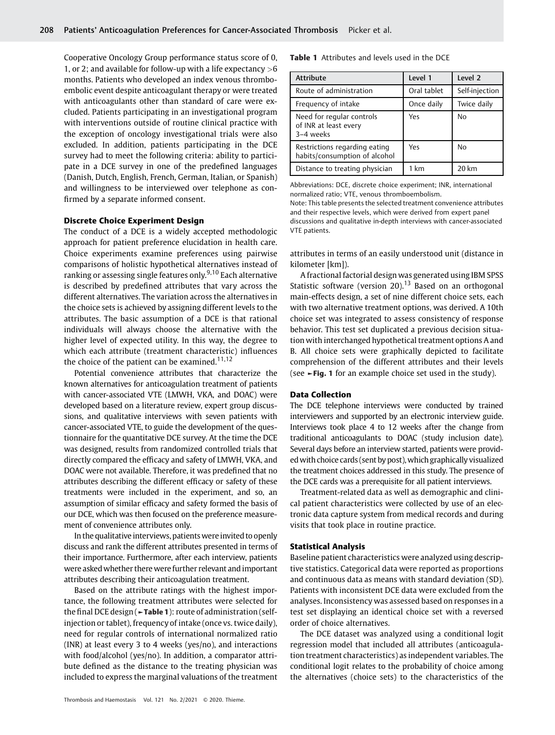Cooperative Oncology Group performance status score of 0, 1, or 2; and available for follow-up with a life expectancy >6 months. Patients who developed an index venous thromboembolic event despite anticoagulant therapy or were treated with anticoagulants other than standard of care were excluded. Patients participating in an investigational program with interventions outside of routine clinical practice with the exception of oncology investigational trials were also excluded. In addition, patients participating in the DCE survey had to meet the following criteria: ability to participate in a DCE survey in one of the predefined languages (Danish, Dutch, English, French, German, Italian, or Spanish) and willingness to be interviewed over telephone as confirmed by a separate informed consent.

### Discrete Choice Experiment Design

The conduct of a DCE is a widely accepted methodologic approach for patient preference elucidation in health care. Choice experiments examine preferences using pairwise comparisons of holistic hypothetical alternatives instead of ranking or assessing single features only.[9,10] Each alternative is described by predefined attributes that vary across the different alternatives. The variation across the alternatives in the choice sets is achieved by assigning different levels to the attributes. The basic assumption of a DCE is that rational individuals will always choose the alternative with the higher level of expected utility. In this way, the degree to which each attribute (treatment characteristic) influences the choice of the patient can be examined.[11,12]

Potential convenience attributes that characterize the known alternatives for anticoagulation treatment of patients with cancer-associated VTE (LMWH, VKA, and DOAC) were developed based on a literature review, expert group discussions, and qualitative interviews with seven patients with cancer-associated VTE, to guide the development of the questionnaire for the quantitative DCE survey. At the time the DCE was designed, results from randomized controlled trials that directly compared the efficacy and safety of LMWH, VKA, and DOAC were not available. Therefore, it was predefined that no attributes describing the different efficacy or safety of these treatments were included in the experiment, and so, an assumption of similar efficacy and safety formed the basis of our DCE, which was then focused on the preference measurement of convenience attributes only.

In the qualitative interviews, patients were invited to openly discuss and rank the different attributes presented in terms of their importance. Furthermore, after each interview, patients were asked whether there were further relevant and important attributes describing their anticoagulation treatment.

Based on the attribute ratings with the highest importance, the following treatment attributes were selected for the final DCE design (►Table 1): route of administration (self-injection or tablet), frequency of intake (once vs. twice daily), need for regular controls of international normalized ratio (INR) at least every 3 to 4 weeks (yes/no), and interactions with food/alcohol (yes/no). In addition, a comparator attribute defined as the distance to the treating physician was included to express the marginal valuations of the treatment attributes in terms of an easily understood unit (distance in kilometer [km]).

**Table 1** Attributes and levels used in the DCE

| Attribute | Level 1 | Level 2 |
|---|---|---|
| Route of administration | Oral tablet | Self-injection |
| Frequency of intake | Once daily | Twice daily |
| Need for regular controls of INR at least every 3–4 weeks | Yes | No |
| Restrictions regarding eating habits/consumption of alcohol | Yes | No |
| Distance to treating physician | 1 km | 20 km |

Abbreviations: DCE, discrete choice experiment; INR, international normalized ratio; VTE, venous thromboembolism.
Note: This table presents the selected treatment convenience attributes and their respective levels, which were derived from expert panel discussions and qualitative in-depth interviews with cancer-associated VTE patients.

A fractional factorial design was generated using IBM SPSS Statistic software (version 20).[13] Based on an orthogonal main-effects design, a set of nine different choice sets, each with two alternative treatment options, was derived. A 10th choice set was integrated to assess consistency of response behavior. This test set duplicated a previous decision situation with interchanged hypothetical treatment options A and B. All choice sets were graphically depicted to facilitate comprehension of the different attributes and their levels (see ►Fig. 1 for an example choice set used in the study).

### Data Collection

The DCE telephone interviews were conducted by trained interviewers and supported by an electronic interview guide. Interviews took place 4 to 12 weeks after the change from traditional anticoagulants to DOAC (study inclusion date). Several days before an interview started, patients were provided with choice cards (sent by post), which graphically visualized the treatment choices addressed in this study. The presence of the DCE cards was a prerequisite for all patient interviews.

Treatment-related data as well as demographic and clinical patient characteristics were collected by use of an electronic data capture system from medical records and during visits that took place in routine practice.

### Statistical Analysis

Baseline patient characteristics were analyzed using descriptive statistics. Categorical data were reported as proportions and continuous data as means with standard deviation (SD). Patients with inconsistent DCE data were excluded from the analyses. Inconsistency was assessed based on responses in a test set displaying an identical choice set with a reversed order of choice alternatives.

The DCE dataset was analyzed using a conditional logit regression model that included all attributes (anticoagulation treatment characteristics) as independent variables. The conditional logit relates to the probability of choice among the alternatives (choice sets) to the characteristics of the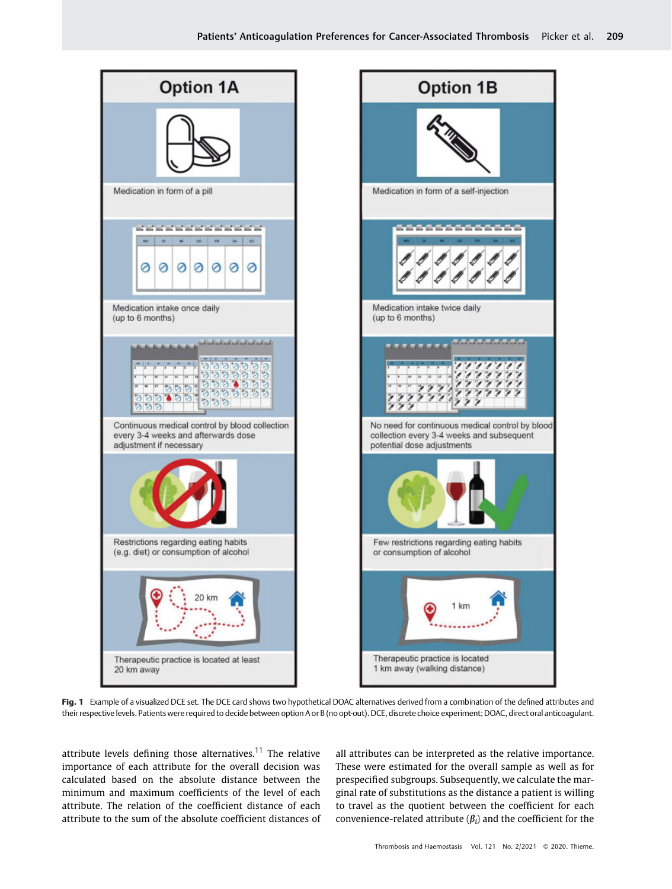Fig. 1 Example of a visualized DCE set. The DCE card shows two hypothetical DOAC alternatives derived from a combination of the defined attributes and their respective levels. Patients were required to decide between option A or B (no opt-out). DCE, discrete choice experiment; DOAC, direct oral anticoagulant.

attribute levels defining those alternatives.[11] The relative importance of each attribute for the overall decision was calculated based on the absolute distance between the minimum and maximum coefficients of the level of each attribute. The relation of the coefficient distance of each attribute to the sum of the absolute coefficient distances of all attributes can be interpreted as the relative importance. These were estimated for the overall sample as well as for prespecified subgroups. Subsequently, we calculate the marginal rate of substitutions as the distance a patient is willing to travel as the quotient between the coefficient for each convenience-related attribute ($\beta_i$) and the coefficient for the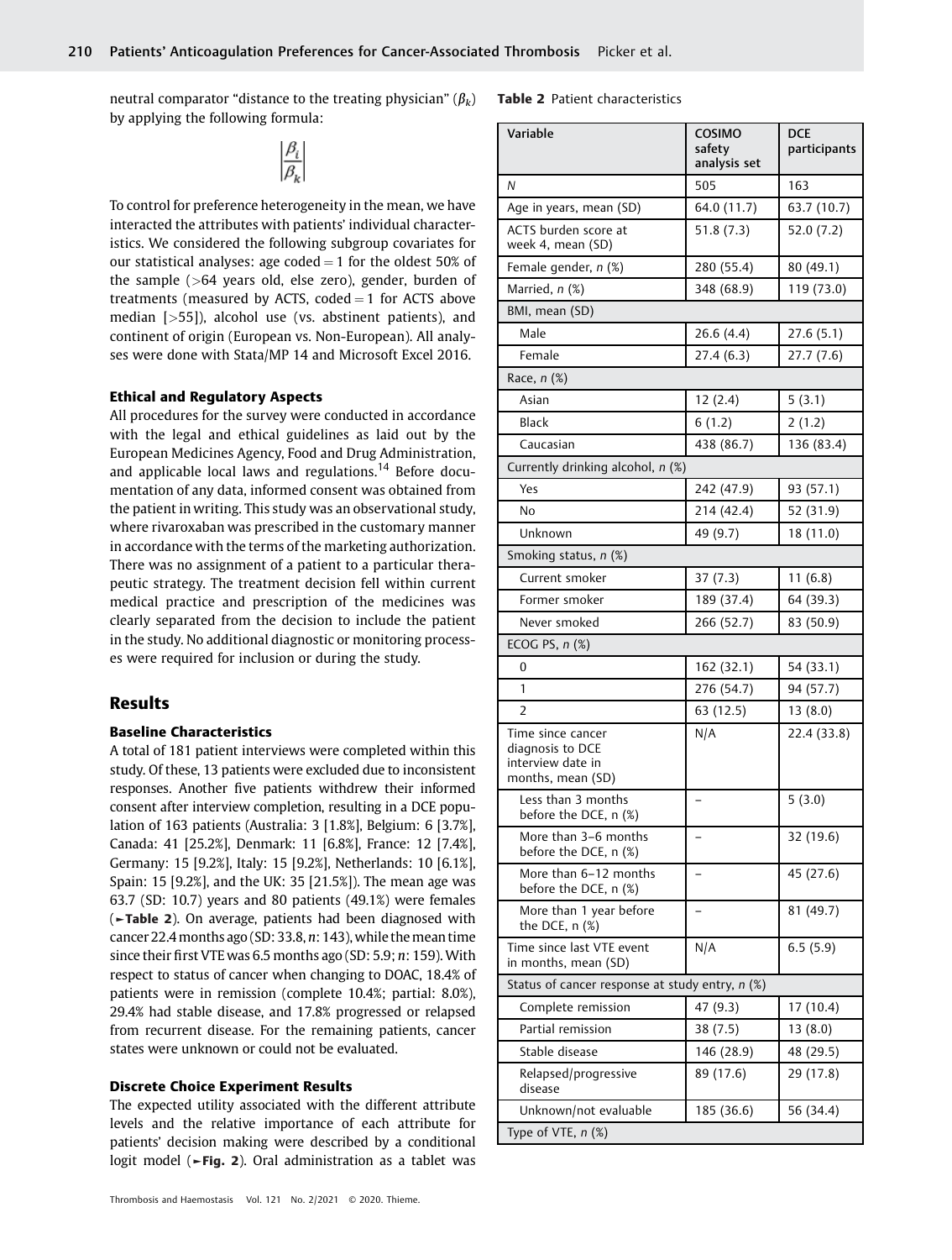neutral comparator "distance to the treating physician" ($\beta_k$) by applying the following formula:

$$\left|\frac{\beta_i}{\beta_k}\right|$$

To control for preference heterogeneity in the mean, we have interacted the attributes with patients' individual characteristics. We considered the following subgroup covariates for our statistical analyses: age coded = 1 for the oldest 50% of the sample (>64 years old, else zero), gender, burden of treatments (measured by ACTS, coded = 1 for ACTS above median [>55]), alcohol use (vs. abstinent patients), and continent of origin (European vs. Non-European). All analyses were done with Stata/MP 14 and Microsoft Excel 2016.

### Ethical and Regulatory Aspects

All procedures for the survey were conducted in accordance with the legal and ethical guidelines as laid out by the European Medicines Agency, Food and Drug Administration, and applicable local laws and regulations.[14] Before documentation of any data, informed consent was obtained from the patient in writing. This study was an observational study, where rivaroxaban was prescribed in the customary manner in accordance with the terms of the marketing authorization. There was no assignment of a patient to a particular therapeutic strategy. The treatment decision fell within current medical practice and prescription of the medicines was clearly separated from the decision to include the patient in the study. No additional diagnostic or monitoring processes were required for inclusion or during the study.

## Results

### Baseline Characteristics

A total of 181 patient interviews were completed within this study. Of these, 13 patients were excluded due to inconsistent responses. Another five patients withdrew their informed consent after interview completion, resulting in a DCE population of 163 patients (Australia: 3 [1.8%], Belgium: 6 [3.7%], Canada: 41 [25.2%], Denmark: 11 [6.8%], France: 12 [7.4%], Germany: 15 [9.2%], Italy: 15 [9.2%], Netherlands: 10 [6.1%], Spain: 15 [9.2%], and the UK: 35 [21.5%]). The mean age was 63.7 (SD: 10.7) years and 80 patients (49.1%) were females (►**Table 2**). On average, patients had been diagnosed with cancer 22.4 months ago (SD: 33.8, *n*: 143), while the mean time since their first VTE was 6.5 months ago (SD: 5.9; *n*: 159). With respect to status of cancer when changing to DOAC, 18.4% of patients were in remission (complete 10.4%; partial: 8.0%), 29.4% had stable disease, and 17.8% progressed or relapsed from recurrent disease. For the remaining patients, cancer states were unknown or could not be evaluated.

### Discrete Choice Experiment Results

The expected utility associated with the different attribute levels and the relative importance of each attribute for patients' decision making were described by a conditional logit model (►**Fig. 2**). Oral administration as a tablet was

**Table 2** Patient characteristics

| Variable | COSIMO safety analysis set | DCE participants |
|---|---|---|
| *N* | 505 | 163 |
| Age in years, mean (SD) | 64.0 (11.7) | 63.7 (10.7) |
| ACTS burden score at week 4, mean (SD) | 51.8 (7.3) | 52.0 (7.2) |
| Female gender, *n* (%) | 280 (55.4) | 80 (49.1) |
| Married, *n* (%) | 348 (68.9) | 119 (73.0) |
| BMI, mean (SD) | | |
| Male | 26.6 (4.4) | 27.6 (5.1) |
| Female | 27.4 (6.3) | 27.7 (7.6) |
| Race, *n* (%) | | |
| Asian | 12 (2.4) | 5 (3.1) |
| Black | 6 (1.2) | 2 (1.2) |
| Caucasian | 438 (86.7) | 136 (83.4) |
| Currently drinking alcohol, *n* (%) | | |
| Yes | 242 (47.9) | 93 (57.1) |
| No | 214 (42.4) | 52 (31.9) |
| Unknown | 49 (9.7) | 18 (11.0) |
| Smoking status, *n* (%) | | |
| Current smoker | 37 (7.3) | 11 (6.8) |
| Former smoker | 189 (37.4) | 64 (39.3) |
| Never smoked | 266 (52.7) | 83 (50.9) |
| ECOG PS, *n* (%) | | |
| 0 | 162 (32.1) | 54 (33.1) |
| 1 | 276 (54.7) | 94 (57.7) |
| 2 | 63 (12.5) | 13 (8.0) |
| Time since cancer diagnosis to DCE interview date in months, mean (SD) | N/A | 22.4 (33.8) |
| Less than 3 months before the DCE, n (%) | – | 5 (3.0) |
| More than 3–6 months before the DCE, n (%) | – | 32 (19.6) |
| More than 6–12 months before the DCE, n (%) | – | 45 (27.6) |
| More than 1 year before the DCE, n (%) | – | 81 (49.7) |
| Time since last VTE event in months, mean (SD) | N/A | 6.5 (5.9) |
| Status of cancer response at study entry, *n* (%) | | |
| Complete remission | 47 (9.3) | 17 (10.4) |
| Partial remission | 38 (7.5) | 13 (8.0) |
| Stable disease | 146 (28.9) | 48 (29.5) |
| Relapsed/progressive disease | 89 (17.6) | 29 (17.8) |
| Unknown/not evaluable | 185 (36.6) | 56 (34.4) |
| Type of VTE, *n* (%) | | |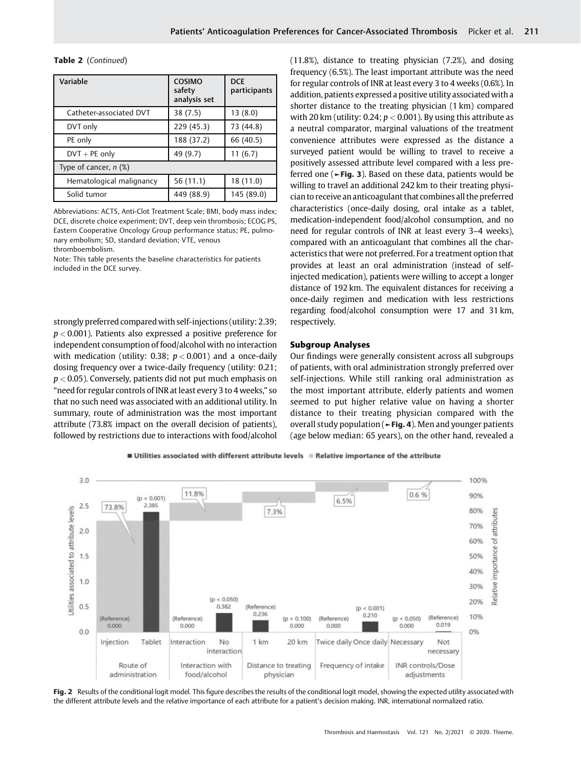**Table 2** (*Continued*)

| Variable | COSIMO safety analysis set | DCE participants |
|---|---|---|
| Catheter-associated DVT | 38 (7.5) | 13 (8.0) |
| DVT only | 229 (45.3) | 73 (44.8) |
| PE only | 188 (37.2) | 66 (40.5) |
| DVT + PE only | 49 (9.7) | 11 (6.7) |
| Type of cancer, *n* (%) | | |
| Hematological malignancy | 56 (11.1) | 18 (11.0) |
| Solid tumor | 449 (88.9) | 145 (89.0) |

Abbreviations: ACTS, Anti-Clot Treatment Scale; BMI, body mass index; DCE, discrete choice experiment; DVT, deep vein thrombosis; ECOG PS, Eastern Cooperative Oncology Group performance status; PE, pulmonary embolism; SD, standard deviation; VTE, venous thromboembolism.

Note: This table presents the baseline characteristics for patients included in the DCE survey.

strongly preferred compared with self-injections (utility: 2.39; $p < 0.001$). Patients also expressed a positive preference for independent consumption of food/alcohol with no interaction with medication (utility: 0.38; $p < 0.001$) and a once-daily dosing frequency over a twice-daily frequency (utility: 0.21; $p < 0.05$). Conversely, patients did not put much emphasis on "need for regular controls of INR at least every 3 to 4 weeks," so that no such need was associated with an additional utility. In summary, route of administration was the most important attribute (73.8% impact on the overall decision of patients), followed by restrictions due to interactions with food/alcohol (11.8%), distance to treating physician (7.2%), and dosing frequency (6.5%). The least important attribute was the need for regular controls of INR at least every 3 to 4 weeks (0.6%). In addition, patients expressed a positive utility associated with a shorter distance to the treating physician (1 km) compared with 20 km (utility: 0.24; $p < 0.001$). By using this attribute as a neutral comparator, marginal valuations of the treatment convenience attributes were expressed as the distance a surveyed patient would be willing to travel to receive a positively assessed attribute level compared with a less preferred one (►**Fig. 3**). Based on these data, patients would be willing to travel an additional 242 km to their treating physician to receive an anticoagulant that combines all the preferred characteristics (once-daily dosing, oral intake as a tablet, medication-independent food/alcohol consumption, and no need for regular controls of INR at least every 3–4 weeks), compared with an anticoagulant that combines all the characteristics that were not preferred. For a treatment option that provides at least an oral administration (instead of self-injected medication), patients were willing to accept a longer distance of 192 km. The equivalent distances for receiving a once-daily regimen and medication with less restrictions regarding food/alcohol consumption were 17 and 31 km, respectively.

### Subgroup Analyses

Our findings were generally consistent across all subgroups of patients, with oral administration strongly preferred over self-injections. While still ranking oral administration as the most important attribute, elderly patients and women seemed to put higher relative value on having a shorter distance to their treating physician compared with the overall study population (►**Fig. 4**). Men and younger patients (age below median: 65 years), on the other hand, revealed a

**Fig. 2** Results of the conditional logit model. This figure describes the results of the conditional logit model, showing the expected utility associated with the different attribute levels and the relative importance of each attribute for a patient's decision making. INR, international normalized ratio.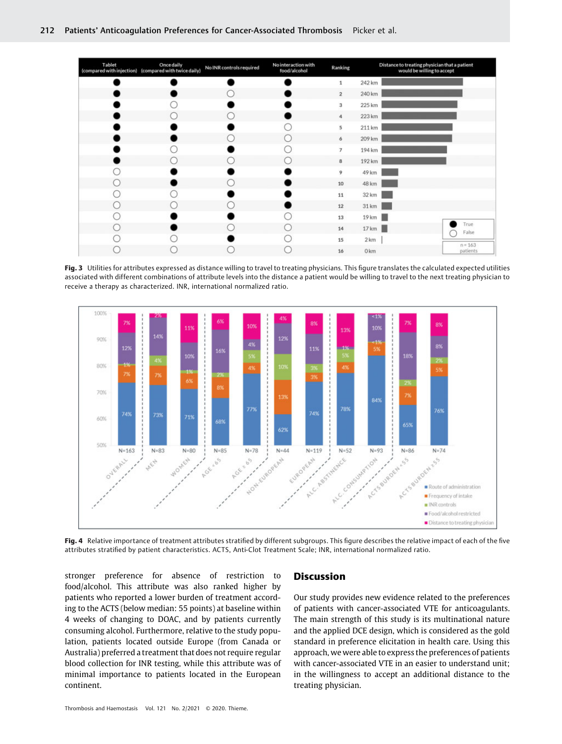| Tablet (compared with injection) | Once daily (compared with twice daily) | No INR controls required | No interaction with food/alcohol | Ranking | Distance to treating physician that a patient would be willing to accept |
|---|---|---|---|---|---|
| ● | ● | ● | ● | 1 | 242 km |
| ● | ● | ○ | ● | 2 | 240 km |
| ● | ○ | ● | ● | 3 | 225 km |
| ● | ○ | ○ | ● | 4 | 223 km |
| ● | ● | ● | ○ | 5 | 211 km |
| ● | ● | ○ | ○ | 6 | 209 km |
| ● | ○ | ● | ○ | 7 | 194 km |
| ● | ○ | ○ | ○ | 8 | 192 km |
| ○ | ● | ● | ● | 9 | 49 km |
| ○ | ● | ○ | ● | 10 | 48 km |
| ○ | ○ | ● | ● | 11 | 32 km |
| ○ | ○ | ○ | ● | 12 | 31 km |
| ○ | ● | ● | ○ | 13 | 19 km |
| ○ | ● | ○ | ○ | 14 | 17 km |
| ○ | ○ | ● | ○ | 15 | 2 km |
| ○ | ○ | ○ | ○ | 16 | 0 km |

● True ○ False; n = 163 patients

**Fig. 3** Utilities for attributes expressed as distance willing to travel to treating physicians. This figure translates the calculated expected utilities associated with different combinations of attribute levels into the distance a patient would be willing to travel to the next treating physician to receive a therapy as characterized. INR, international normalized ratio.

| | Overall | Men | Women | Age < 65 | Age ≥ 65 | Non-European | European | Alc. abstinence | Alc. consumption | ACTS burden < 55 | ACTS burden ≥ 55 |
|---|---|---|---|---|---|---|---|---|---|---|---|
| N | 163 | 83 | 80 | 85 | 78 | 44 | 119 | 52 | 93 | 86 | 74 |
| Route of administration | 74% | 73% | 71% | 68% | 77% | 62% | 74% | 78% | 84% | 65% | 76% |
| Frequency of intake | 7% | 7% | 6% | 8% | 4% | 13% | 3% | 4% | 5% | 7% | 5% |
| INR controls | 1% | 4% | 1% | 2% | 5% | 10% | 3% | 5% | <1% | 2% | 2% |
| Food/alcohol restricted | 12% | 14% | 10% | 16% | 4% | 12% | 11% | 1% | 10% | 18% | 8% |
| Distance to treating physician | 7% | 2% | 11% | 6% | 10% | 4% | 8% | 13% | <1% | 7% | 8% |

**Fig. 4** Relative importance of treatment attributes stratified by different subgroups. This figure describes the relative impact of each of the five attributes stratified by patient characteristics. ACTS, Anti-Clot Treatment Scale; INR, international normalized ratio.

stronger preference for absence of restriction to food/alcohol. This attribute was also ranked higher by patients who reported a lower burden of treatment according to the ACTS (below median: 55 points) at baseline within 4 weeks of changing to DOAC, and by patients currently consuming alcohol. Furthermore, relative to the study population, patients located outside Europe (from Canada or Australia) preferred a treatment that does not require regular blood collection for INR testing, while this attribute was of minimal importance to patients located in the European continent.

## Discussion

Our study provides new evidence related to the preferences of patients with cancer-associated VTE for anticoagulants. The main strength of this study is its multinational nature and the applied DCE design, which is considered as the gold standard in preference elicitation in health care. Using this approach, we were able to express the preferences of patients with cancer-associated VTE in an easier to understand unit; in the willingness to accept an additional distance to the treating physician.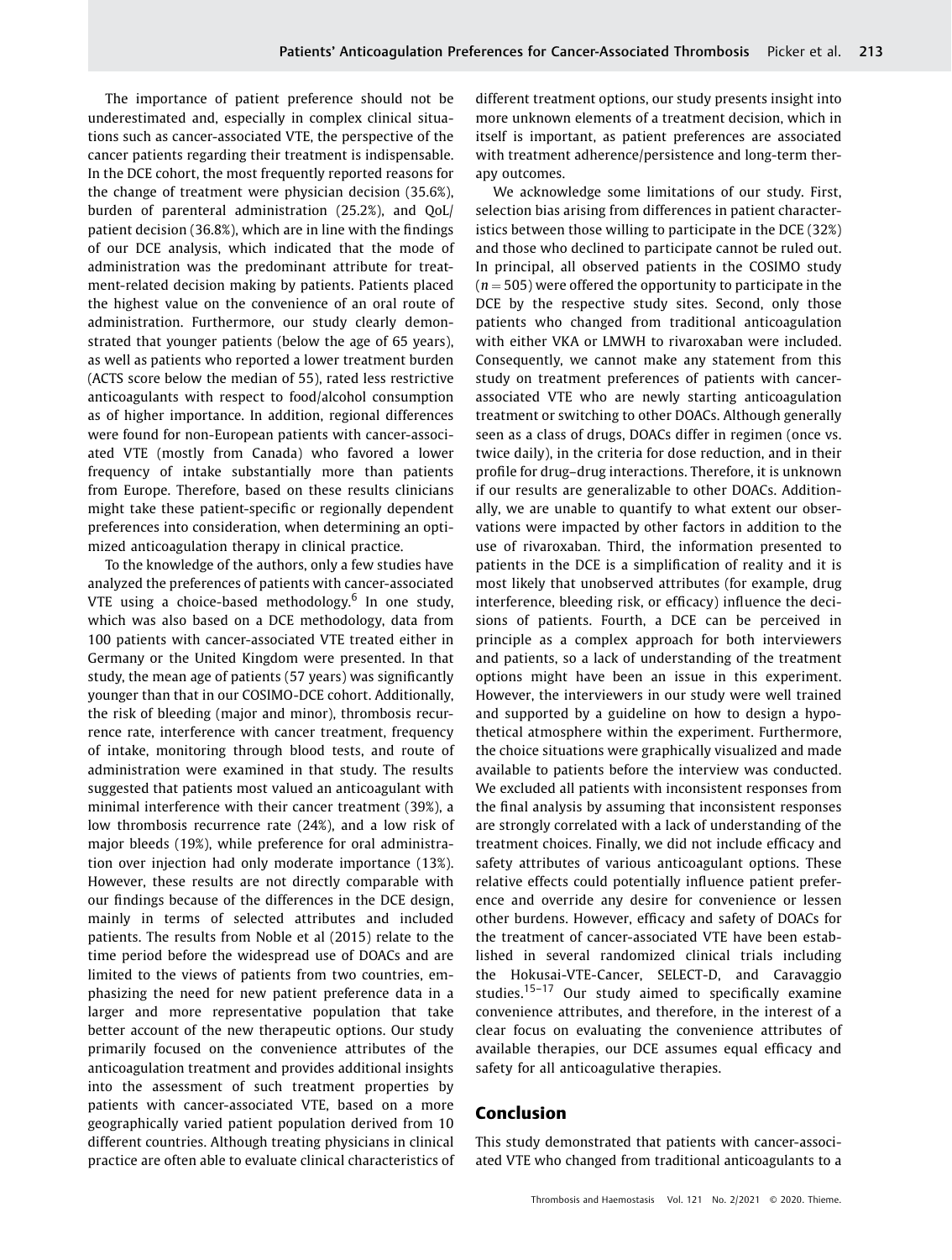The importance of patient preference should not be underestimated and, especially in complex clinical situations such as cancer-associated VTE, the perspective of the cancer patients regarding their treatment is indispensable. In the DCE cohort, the most frequently reported reasons for the change of treatment were physician decision (35.6%), burden of parenteral administration (25.2%), and QoL/patient decision (36.8%), which are in line with the findings of our DCE analysis, which indicated that the mode of administration was the predominant attribute for treatment-related decision making by patients. Patients placed the highest value on the convenience of an oral route of administration. Furthermore, our study clearly demonstrated that younger patients (below the age of 65 years), as well as patients who reported a lower treatment burden (ACTS score below the median of 55), rated less restrictive anticoagulants with respect to food/alcohol consumption as of higher importance. In addition, regional differences were found for non-European patients with cancer-associated VTE (mostly from Canada) who favored a lower frequency of intake substantially more than patients from Europe. Therefore, based on these results clinicians might take these patient-specific or regionally dependent preferences into consideration, when determining an optimized anticoagulation therapy in clinical practice.

To the knowledge of the authors, only a few studies have analyzed the preferences of patients with cancer-associated VTE using a choice-based methodology.[6] In one study, which was also based on a DCE methodology, data from 100 patients with cancer-associated VTE treated either in Germany or the United Kingdom were presented. In that study, the mean age of patients (57 years) was significantly younger than that in our COSIMO-DCE cohort. Additionally, the risk of bleeding (major and minor), thrombosis recurrence rate, interference with cancer treatment, frequency of intake, monitoring through blood tests, and route of administration were examined in that study. The results suggested that patients most valued an anticoagulant with minimal interference with their cancer treatment (39%), a low thrombosis recurrence rate (24%), and a low risk of major bleeds (19%), while preference for oral administration over injection had only moderate importance (13%). However, these results are not directly comparable with our findings because of the differences in the DCE design, mainly in terms of selected attributes and included patients. The results from Noble et al (2015) relate to the time period before the widespread use of DOACs and are limited to the views of patients from two countries, emphasizing the need for new patient preference data in a larger and more representative population that take better account of the new therapeutic options. Our study primarily focused on the convenience attributes of the anticoagulation treatment and provides additional insights into the assessment of such treatment properties by patients with cancer-associated VTE, based on a more geographically varied patient population derived from 10 different countries. Although treating physicians in clinical practice are often able to evaluate clinical characteristics of different treatment options, our study presents insight into more unknown elements of a treatment decision, which in itself is important, as patient preferences are associated with treatment adherence/persistence and long-term therapy outcomes.

We acknowledge some limitations of our study. First, selection bias arising from differences in patient characteristics between those willing to participate in the DCE (32%) and those who declined to participate cannot be ruled out. In principal, all observed patients in the COSIMO study ($n = 505$) were offered the opportunity to participate in the DCE by the respective study sites. Second, only those patients who changed from traditional anticoagulation with either VKA or LMWH to rivaroxaban were included. Consequently, we cannot make any statement from this study on treatment preferences of patients with cancer-associated VTE who are newly starting anticoagulation treatment or switching to other DOACs. Although generally seen as a class of drugs, DOACs differ in regimen (once vs. twice daily), in the criteria for dose reduction, and in their profile for drug–drug interactions. Therefore, it is unknown if our results are generalizable to other DOACs. Additionally, we are unable to quantify to what extent our observations were impacted by other factors in addition to the use of rivaroxaban. Third, the information presented to patients in the DCE is a simplification of reality and it is most likely that unobserved attributes (for example, drug interference, bleeding risk, or efficacy) influence the decisions of patients. Fourth, a DCE can be perceived in principle as a complex approach for both interviewers and patients, so a lack of understanding of the treatment options might have been an issue in this experiment. However, the interviewers in our study were well trained and supported by a guideline on how to design a hypothetical atmosphere within the experiment. Furthermore, the choice situations were graphically visualized and made available to patients before the interview was conducted. We excluded all patients with inconsistent responses from the final analysis by assuming that inconsistent responses are strongly correlated with a lack of understanding of the treatment choices. Finally, we did not include efficacy and safety attributes of various anticoagulant options. These relative effects could potentially influence patient preference and override any desire for convenience or lessen other burdens. However, efficacy and safety of DOACs for the treatment of cancer-associated VTE have been established in several randomized clinical trials including the Hokusai-VTE-Cancer, SELECT-D, and Caravaggio studies.[15–17] Our study aimed to specifically examine convenience attributes, and therefore, in the interest of a clear focus on evaluating the convenience attributes of available therapies, our DCE assumes equal efficacy and safety for all anticoagulative therapies.

## Conclusion

This study demonstrated that patients with cancer-associated VTE who changed from traditional anticoagulants to a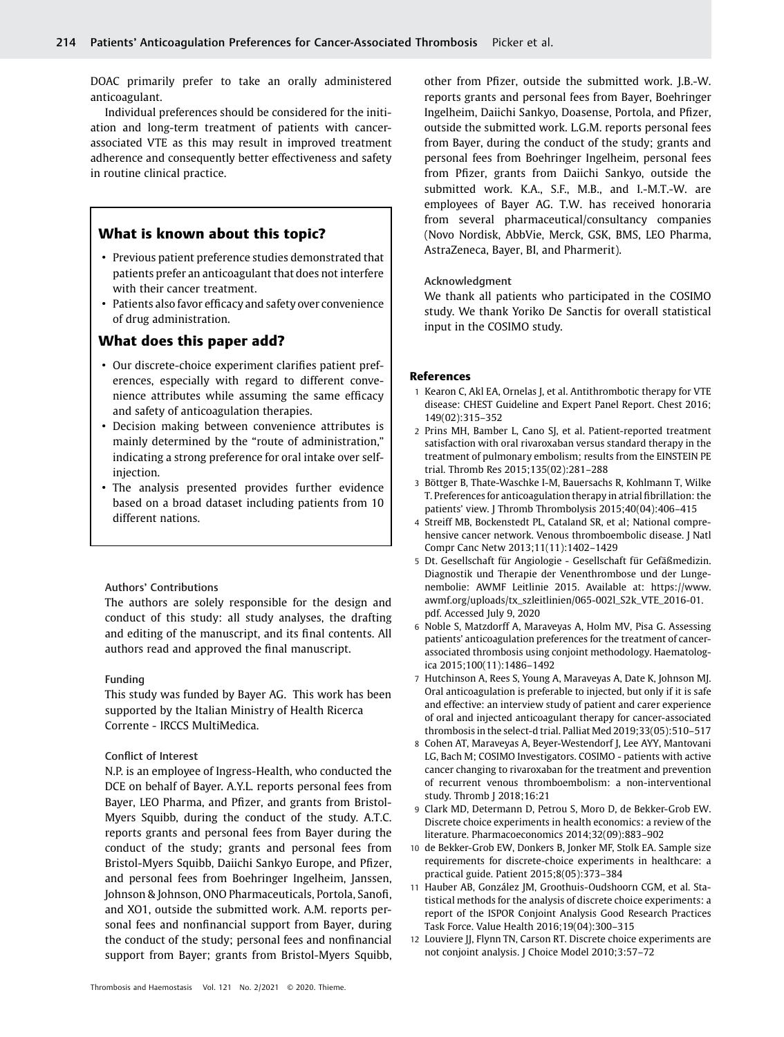DOAC primarily prefer to take an orally administered anticoagulant.

Individual preferences should be considered for the initiation and long-term treatment of patients with cancer-associated VTE as this may result in improved treatment adherence and consequently better effectiveness and safety in routine clinical practice.

## What is known about this topic?

- Previous patient preference studies demonstrated that patients prefer an anticoagulant that does not interfere with their cancer treatment.
- Patients also favor efficacy and safety over convenience of drug administration.

## What does this paper add?

- Our discrete-choice experiment clarifies patient preferences, especially with regard to different convenience attributes while assuming the same efficacy and safety of anticoagulation therapies.
- Decision making between convenience attributes is mainly determined by the "route of administration," indicating a strong preference for oral intake over self-injection.
- The analysis presented provides further evidence based on a broad dataset including patients from 10 different nations.

#### Authors' Contributions

The authors are solely responsible for the design and conduct of this study: all study analyses, the drafting and editing of the manuscript, and its final contents. All authors read and approved the final manuscript.

#### Funding

This study was funded by Bayer AG. This work has been supported by the Italian Ministry of Health Ricerca Corrente - IRCCS MultiMedica.

#### Conflict of Interest

N.P. is an employee of Ingress-Health, who conducted the DCE on behalf of Bayer. A.Y.L. reports personal fees from Bayer, LEO Pharma, and Pfizer, and grants from Bristol-Myers Squibb, during the conduct of the study. A.T.C. reports grants and personal fees from Bayer during the conduct of the study; grants and personal fees from Bristol-Myers Squibb, Daiichi Sankyo Europe, and Pfizer, and personal fees from Boehringer Ingelheim, Janssen, Johnson & Johnson, ONO Pharmaceuticals, Portola, Sanofi, and XO1, outside the submitted work. A.M. reports personal fees and nonfinancial support from Bayer, during the conduct of the study; personal fees and nonfinancial support from Bayer; grants from Bristol-Myers Squibb, other from Pfizer, outside the submitted work. J.B.-W. reports grants and personal fees from Bayer, Boehringer Ingelheim, Daiichi Sankyo, Doasense, Portola, and Pfizer, outside the submitted work. L.G.M. reports personal fees from Bayer, during the conduct of the study; grants and personal fees from Boehringer Ingelheim, personal fees from Pfizer, grants from Daiichi Sankyo, outside the submitted work. K.A., S.F., M.B., and I.-M.T.-W. are employees of Bayer AG. T.W. has received honoraria from several pharmaceutical/consultancy companies (Novo Nordisk, AbbVie, Merck, GSK, BMS, LEO Pharma, AstraZeneca, Bayer, BI, and Pharmerit).

#### Acknowledgment

We thank all patients who participated in the COSIMO study. We thank Yoriko De Sanctis for overall statistical input in the COSIMO study.

## References

1. Kearon C, Akl EA, Ornelas J, et al. Antithrombotic therapy for VTE disease: CHEST Guideline and Expert Panel Report. Chest 2016; 149(02):315–352
2. Prins MH, Bamber L, Cano SJ, et al. Patient-reported treatment satisfaction with oral rivaroxaban versus standard therapy in the treatment of pulmonary embolism; results from the EINSTEIN PE trial. Thromb Res 2015;135(02):281–288
3. Böttger B, Thate-Waschke I-M, Bauersachs R, Kohlmann T, Wilke T. Preferences for anticoagulation therapy in atrial fibrillation: the patients' view. J Thromb Thrombolysis 2015;40(04):406–415
4. Streiff MB, Bockenstedt PL, Cataland SR, et al; National comprehensive cancer network. Venous thromboembolic disease. J Natl Compr Canc Netw 2013;11(11):1402–1429
5. Dt. Gesellschaft für Angiologie - Gesellschaft für Gefäßmedizin. Diagnostik und Therapie der Venenthrombose und der Lungenembolie: AWMF Leitlinie 2015. Available at: https://www.awmf.org/uploads/tx_szleitlinien/065-002l_S2k_VTE_2016-01.pdf. Accessed July 9, 2020
6. Noble S, Matzdorff A, Maraveyas A, Holm MV, Pisa G. Assessing patients' anticoagulation preferences for the treatment of cancer-associated thrombosis using conjoint methodology. Haematologica 2015;100(11):1486–1492
7. Hutchinson A, Rees S, Young A, Maraveyas A, Date K, Johnson MJ. Oral anticoagulation is preferable to injected, but only if it is safe and effective: an interview study of patient and carer experience of oral and injected anticoagulant therapy for cancer-associated thrombosis in the select-d trial. Palliat Med 2019;33(05):510–517
8. Cohen AT, Maraveyas A, Beyer-Westendorf J, Lee AYY, Mantovani LG, Bach M; COSIMO Investigators. COSIMO - patients with active cancer changing to rivaroxaban for the treatment and prevention of recurrent venous thromboembolism: a non-interventional study. Thromb J 2018;16:21
9. Clark MD, Determann D, Petrou S, Moro D, de Bekker-Grob EW. Discrete choice experiments in health economics: a review of the literature. Pharmacoeconomics 2014;32(09):883–902
10. de Bekker-Grob EW, Donkers B, Jonker MF, Stolk EA. Sample size requirements for discrete-choice experiments in healthcare: a practical guide. Patient 2015;8(05):373–384
11. Hauber AB, González JM, Groothuis-Oudshoorn CGM, et al. Statistical methods for the analysis of discrete choice experiments: a report of the ISPOR Conjoint Analysis Good Research Practices Task Force. Value Health 2016;19(04):300–315
12. Louviere JJ, Flynn TN, Carson RT. Discrete choice experiments are not conjoint analysis. J Choice Model 2010;3:57–72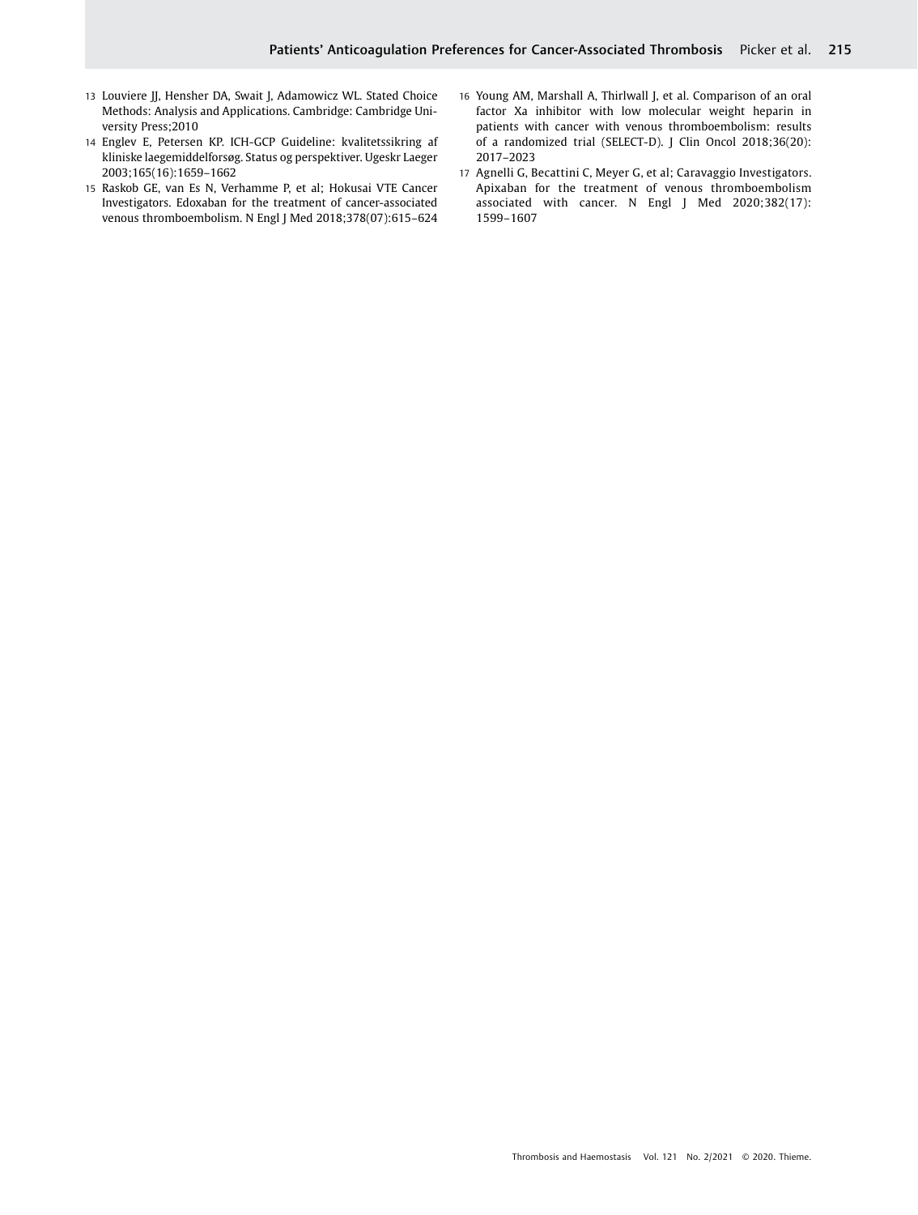13 Louviere JJ, Hensher DA, Swait J, Adamowicz WL. Stated Choice Methods: Analysis and Applications. Cambridge: Cambridge University Press;2010

14 Englev E, Petersen KP. ICH-GCP Guideline: kvalitetssikring af kliniske laegemiddelforsøg. Status og perspektiver. Ugeskr Laeger 2003;165(16):1659–1662

15 Raskob GE, van Es N, Verhamme P, et al; Hokusai VTE Cancer Investigators. Edoxaban for the treatment of cancer-associated venous thromboembolism. N Engl J Med 2018;378(07):615–624

16 Young AM, Marshall A, Thirlwall J, et al. Comparison of an oral factor Xa inhibitor with low molecular weight heparin in patients with cancer with venous thromboembolism: results of a randomized trial (SELECT-D). J Clin Oncol 2018;36(20): 2017–2023

17 Agnelli G, Becattini C, Meyer G, et al; Caravaggio Investigators. Apixaban for the treatment of venous thromboembolism associated with cancer. N Engl J Med 2020;382(17): 1599–1607